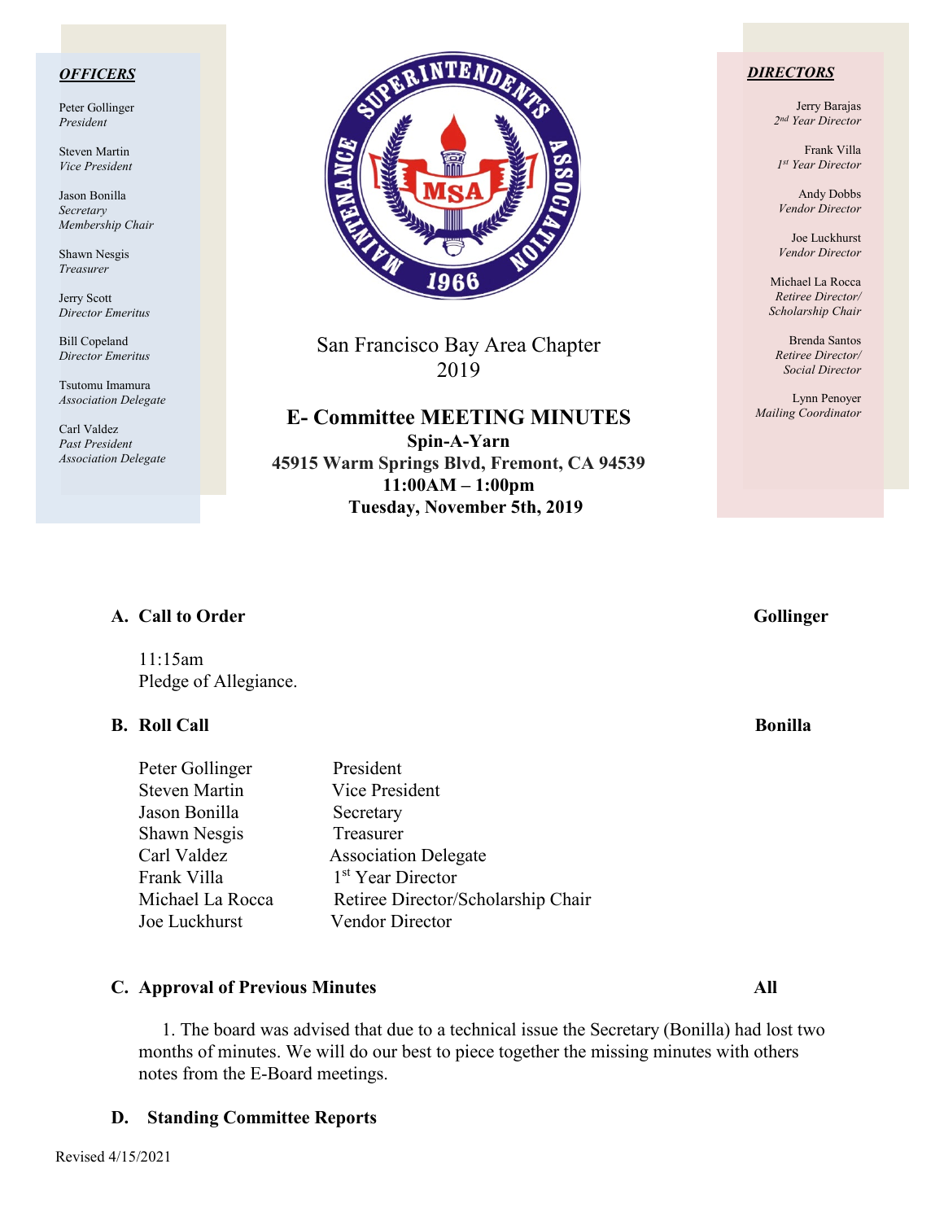***OFFICERS***

Peter Gollinger
*President*

Steven Martin
*Vice President*

Jason Bonilla
*Secretary*
*Membership Chair*

Shawn Nesgis
*Treasurer*

Jerry Scott
*Director Emeritus*

Bill Copeland
*Director Emeritus*

Tsutomu Imamura
*Association Delegate*

Carl Valdez
*Past President*
*Association Delegate*

***DIRECTORS***

Jerry Barajas
*2nd Year Director*

Frank Villa
*1st Year Director*

Andy Dobbs
*Vendor Director*

Joe Luckhurst
*Vendor Director*

Michael La Rocca
*Retiree Director/*
*Scholarship Chair*

Brenda Santos
*Retiree Director/*
*Social Director*

Lynn Penoyer
*Mailing Coordinator*

San Francisco Bay Area Chapter
2019

# E- Committee MEETING MINUTES

**Spin-A-Yarn**
**45915 Warm Springs Blvd, Fremont, CA 94539**
**11:00AM – 1:00pm**
**Tuesday, November 5th, 2019**

## A. Call to Order — Gollinger

11:15am
Pledge of Allegiance.

## B. Roll Call — Bonilla

| | |
|---|---|
| Peter Gollinger | President |
| Steven Martin | Vice President |
| Jason Bonilla | Secretary |
| Shawn Nesgis | Treasurer |
| Carl Valdez | Association Delegate |
| Frank Villa | 1st Year Director |
| Michael La Rocca | Retiree Director/Scholarship Chair |
| Joe Luckhurst | Vendor Director |

## C. Approval of Previous Minutes — All

1. The board was advised that due to a technical issue the Secretary (Bonilla) had lost two months of minutes. We will do our best to piece together the missing minutes with others notes from the E-Board meetings.

## D. Standing Committee Reports

Revised 4/15/2021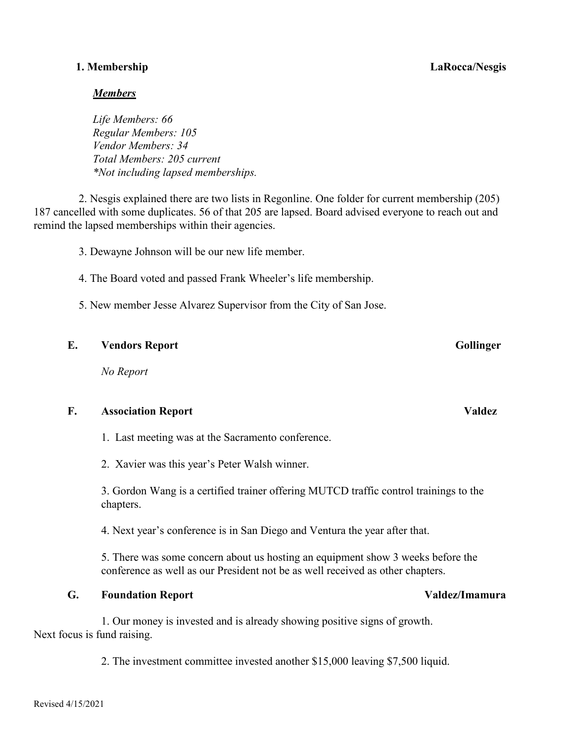**1. Membership** **LaRocca/Nesgis**

***Members***

*Life Members: 66*
*Regular Members: 105*
*Vendor Members: 34*
*Total Members: 205 current*
*\*Not including lapsed memberships.*

2. Nesgis explained there are two lists in Regonline. One folder for current membership (205) 187 cancelled with some duplicates. 56 of that 205 are lapsed. Board advised everyone to reach out and remind the lapsed memberships within their agencies.

3. Dewayne Johnson will be our new life member.

4. The Board voted and passed Frank Wheeler's life membership.

5. New member Jesse Alvarez Supervisor from the City of San Jose.

**E. Vendors Report** **Gollinger**

*No Report*

**F. Association Report** **Valdez**

1. Last meeting was at the Sacramento conference.

2. Xavier was this year's Peter Walsh winner.

3. Gordon Wang is a certified trainer offering MUTCD traffic control trainings to the chapters.

4. Next year's conference is in San Diego and Ventura the year after that.

5. There was some concern about us hosting an equipment show 3 weeks before the conference as well as our President not be as well received as other chapters.

**G. Foundation Report** **Valdez/Imamura**

1. Our money is invested and is already showing positive signs of growth. Next focus is fund raising.

2. The investment committee invested another $15,000 leaving $7,500 liquid.

Revised 4/15/2021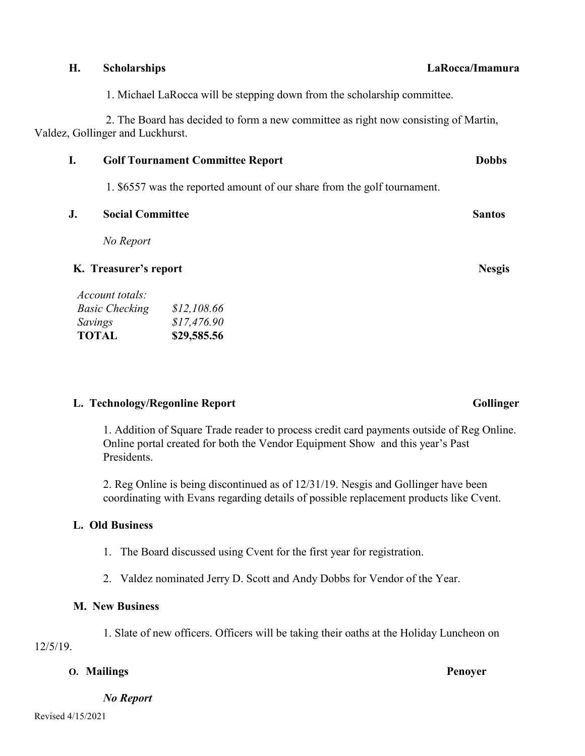**H. Scholarships** **LaRocca/Imamura**

1. Michael LaRocca will be stepping down from the scholarship committee.

2. The Board has decided to form a new committee as right now consisting of Martin, Valdez, Gollinger and Luckhurst.

**I. Golf Tournament Committee Report** **Dobbs**

1. $6557 was the reported amount of our share from the golf tournament.

**J. Social Committee** **Santos**

*No Report*

**K. Treasurer's report** **Nesgis**

| *Account totals:* | |
|---|---|
| *Basic Checking* | *$12,108.66* |
| *Savings* | *$17,476.90* |
| **TOTAL** | **$29,585.56** |

**L. Technology/Regonline Report** **Gollinger**

1. Addition of Square Trade reader to process credit card payments outside of Reg Online. Online portal created for both the Vendor Equipment Show and this year's Past Presidents.

2. Reg Online is being discontinued as of 12/31/19. Nesgis and Gollinger have been coordinating with Evans regarding details of possible replacement products like Cvent.

**L. Old Business**

1. The Board discussed using Cvent for the first year for registration.
2. Valdez nominated Jerry D. Scott and Andy Dobbs for Vendor of the Year.

**M. New Business**

1. Slate of new officers. Officers will be taking their oaths at the Holiday Luncheon on 12/5/19.

**O. Mailings** **Penoyer**

***No Report***

Revised 4/15/2021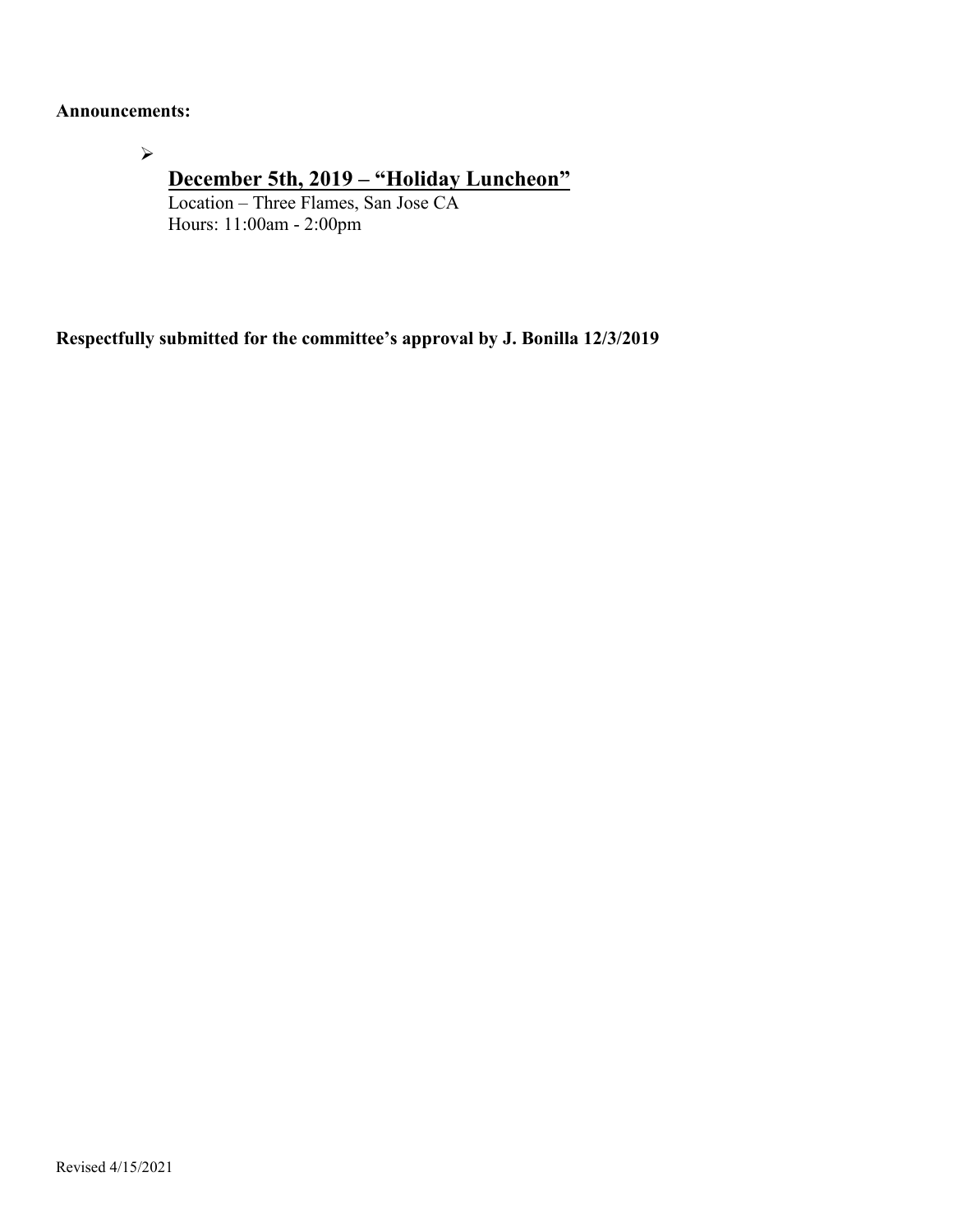**Announcements:**

- **<u>December 5th, 2019 – "Holiday Luncheon"</u>**
  Location – Three Flames, San Jose CA
  Hours: 11:00am - 2:00pm

**Respectfully submitted for the committee's approval by J. Bonilla 12/3/2019**

Revised 4/15/2021